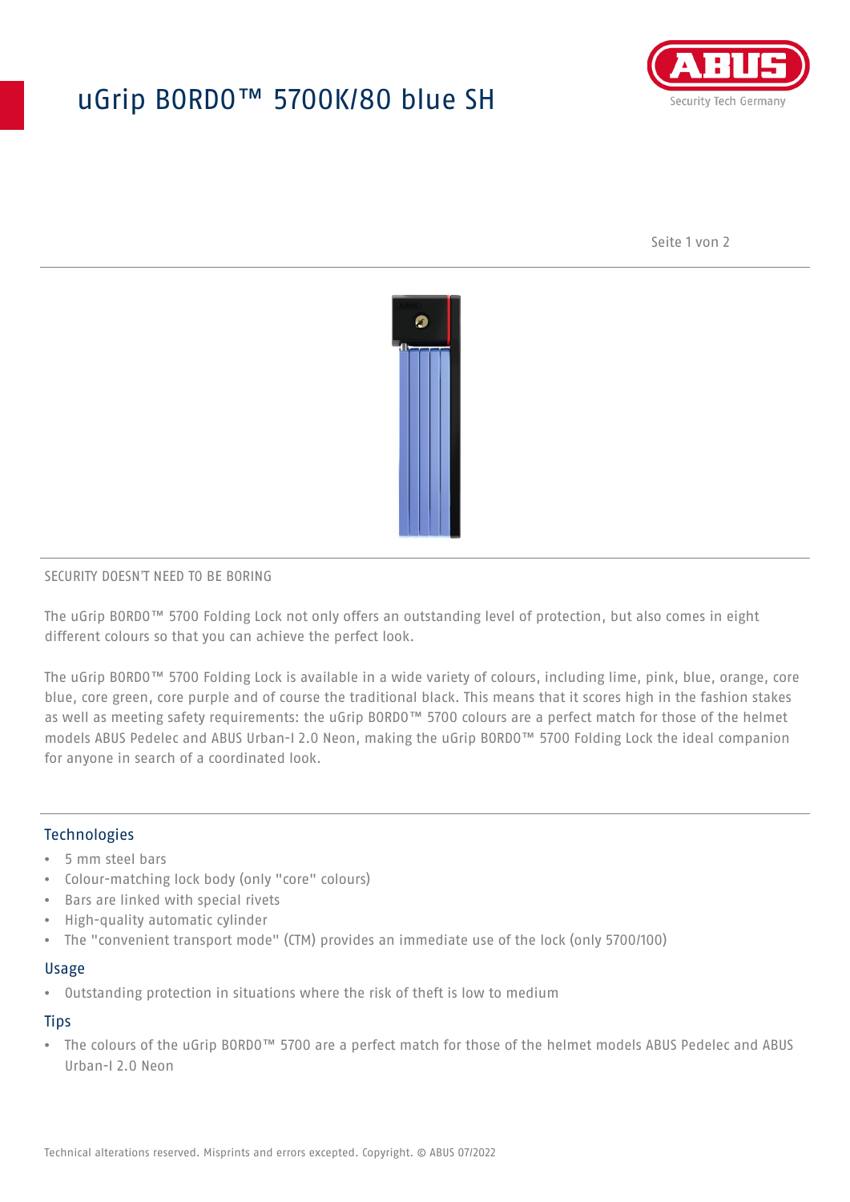# uGrip BORDO™ 5700K/80 blue SH

SECURITY DOESN'T NEED TO BE BORING

The uGrip BORDO™ 5700 Folding Lock not only offers an outstanding level of protection, but also comes in eight different colours so that you can achieve the perfect look.

The uGrip BORDO™ 5700 Folding Lock is available in a wide variety of colours, including lime, pink, blue, orange, core blue, core green, core purple and of course the traditional black. This means that it scores high in the fashion stakes as well as meeting safety requirements: the uGrip BORDO™ 5700 colours are a perfect match for those of the helmet models ABUS Pedelec and ABUS Urban-I 2.0 Neon, making the uGrip BORDO™ 5700 Folding Lock the ideal companion for anyone in search of a coordinated look.

## Technologies

- 5 mm steel bars
- Colour-matching lock body (only "core" colours)
- Bars are linked with special rivets
- High-quality automatic cylinder
- The "convenient transport mode" (CTM) provides an immediate use of the lock (only 5700/100)

## Usage

- Outstanding protection in situations where the risk of theft is low to medium

## Tips

- The colours of the uGrip BORDO™ 5700 are a perfect match for those of the helmet models ABUS Pedelec and ABUS Urban-I 2.0 Neon

Technical alterations reserved. Misprints and errors excepted. Copyright. © ABUS 07/2022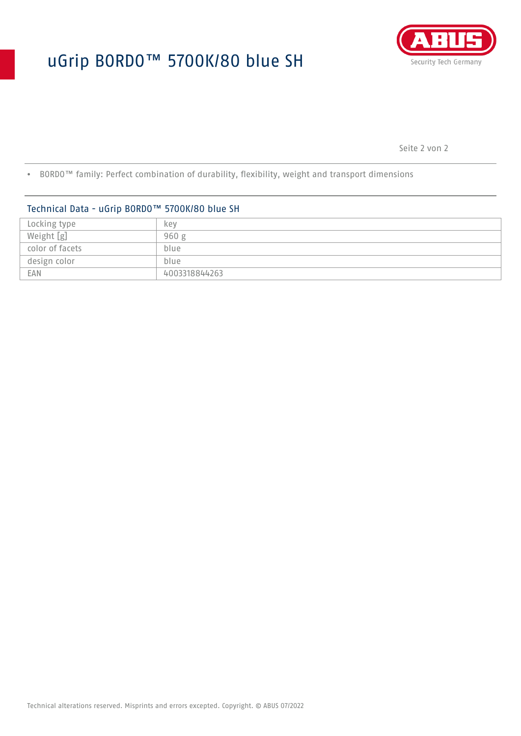- BORDO™ family: Perfect combination of durability, flexibility, weight and transport dimensions

## Technical Data - uGrip BORDO™ 5700K/80 blue SH

| | |
|---|---|
| Locking type | key |
| Weight [g] | 960 g |
| color of facets | blue |
| design color | blue |
| EAN | 4003318844263 |

Technical alterations reserved. Misprints and errors excepted. Copyright. © ABUS 07/2022